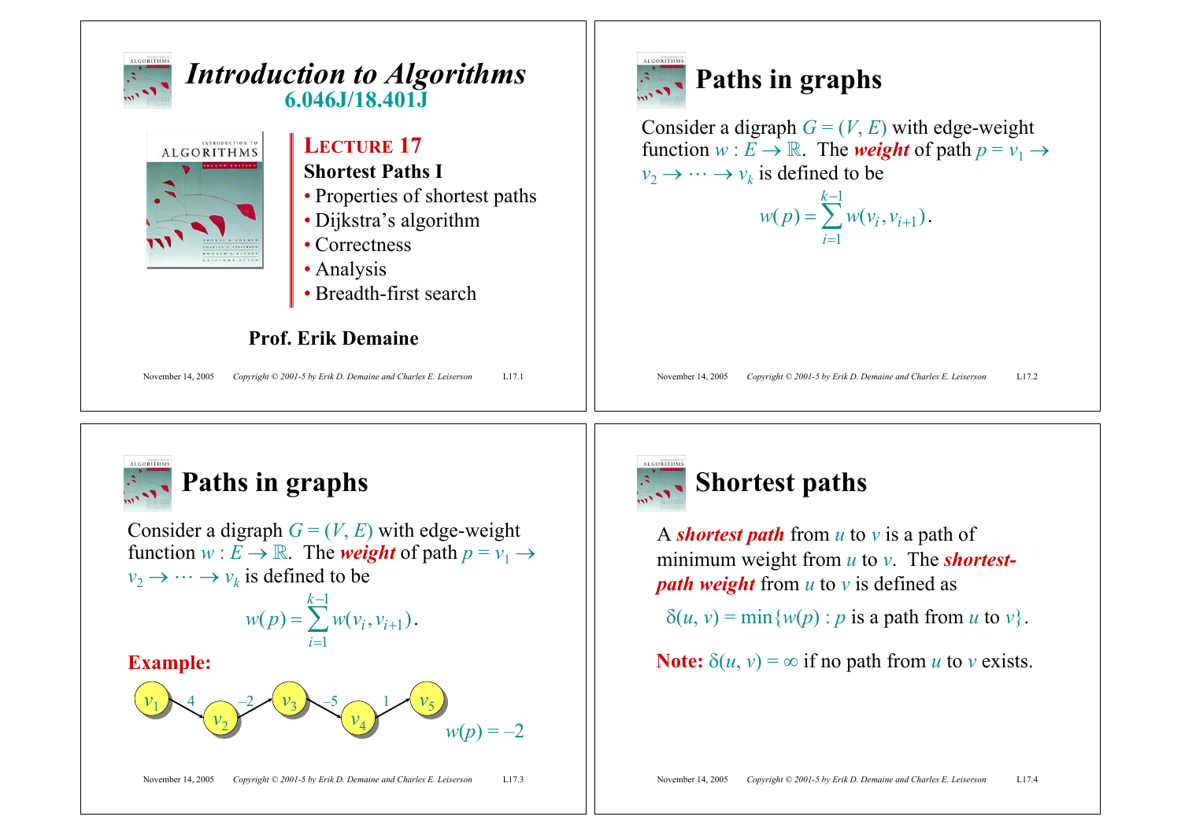# Introduction to Algorithms

## 6.046J/18.401J

**LECTURE 17**

**Shortest Paths I**

- Properties of shortest paths
- Dijkstra's algorithm
- Correctness
- Analysis
- Breadth-first search

**Prof. Erik Demaine**

## Paths in graphs

Consider a digraph $G = (V, E)$ with edge-weight function $w : E \to \mathbb{R}$. The ***weight*** of path $p = v_1 \to v_2 \to \cdots \to v_k$ is defined to be

$$w(p) = \sum_{i=1}^{k-1} w(v_i, v_{i+1}).$$

## Paths in graphs

Consider a digraph $G = (V, E)$ with edge-weight function $w : E \to \mathbb{R}$. The ***weight*** of path $p = v_1 \to v_2 \to \cdots \to v_k$ is defined to be

$$w(p) = \sum_{i=1}^{k-1} w(v_i, v_{i+1}).$$

**Example:**

$v_1 \xrightarrow{4} v_2 \xrightarrow{-2} v_3 \xrightarrow{-5} v_4 \xrightarrow{1} v_5$

$w(p) = -2$

## Shortest paths

A ***shortest path*** from $u$ to $v$ is a path of minimum weight from $u$ to $v$. The ***shortest-path weight*** from $u$ to $v$ is defined as

$$\delta(u, v) = \min\{w(p) : p \text{ is a path from } u \text{ to } v\}.$$

**Note:** $\delta(u, v) = \infty$ if no path from $u$ to $v$ exists.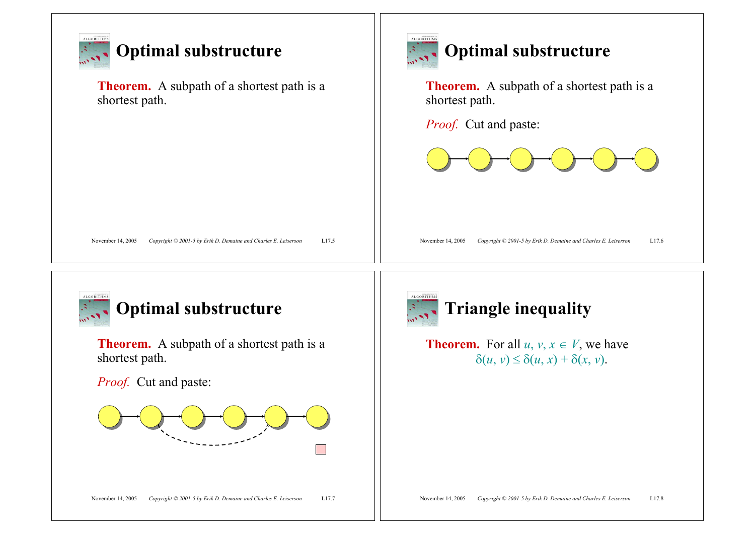## Optimal substructure

**Theorem.** A subpath of a shortest path is a shortest path.

## Optimal substructure

**Theorem.** A subpath of a shortest path is a shortest path.

*Proof.* Cut and paste:

## Optimal substructure

**Theorem.** A subpath of a shortest path is a shortest path.

*Proof.* Cut and paste:

## Triangle inequality

**Theorem.** For all $u, v, x \in V$, we have

$$\delta(u, v) \le \delta(u, x) + \delta(x, v).$$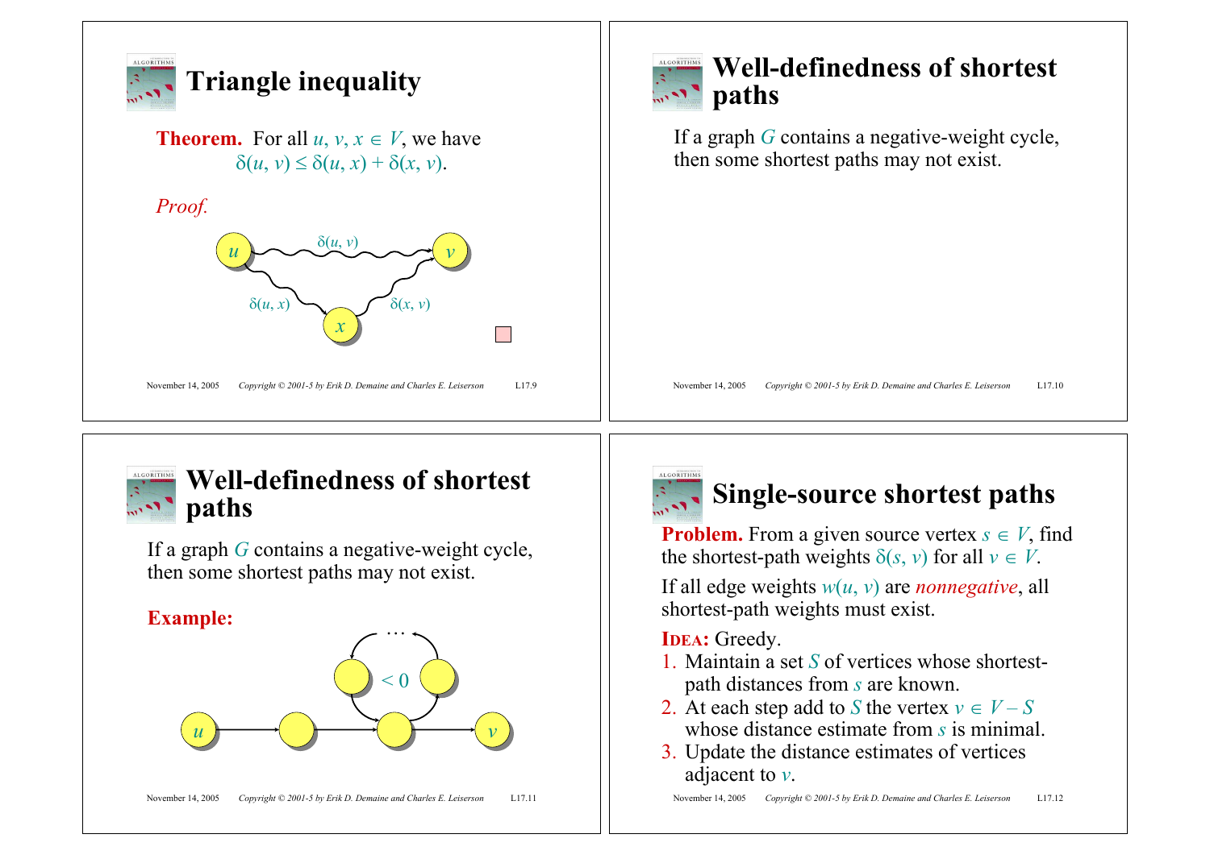## Triangle inequality

**Theorem.** For all $u, v, x \in V$, we have

$$\delta(u, v) \le \delta(u, x) + \delta(x, v).$$

*Proof.*

$\delta(u, v)$

$\delta(u, x)$ $\delta(x, v)$

## Well-definedness of shortest paths

If a graph $G$ contains a negative-weight cycle, then some shortest paths may not exist.

## Well-definedness of shortest paths

If a graph $G$ contains a negative-weight cycle, then some shortest paths may not exist.

**Example:**

$< 0$

## Single-source shortest paths

**Problem.** From a given source vertex $s \in V$, find the shortest-path weights $\delta(s, v)$ for all $v \in V$.

If all edge weights $w(u, v)$ are *nonnegative*, all shortest-path weights must exist.

**IDEA:** Greedy.

1. Maintain a set $S$ of vertices whose shortest-path distances from $s$ are known.
2. At each step add to $S$ the vertex $v \in V - S$ whose distance estimate from $s$ is minimal.
3. Update the distance estimates of vertices adjacent to $v$.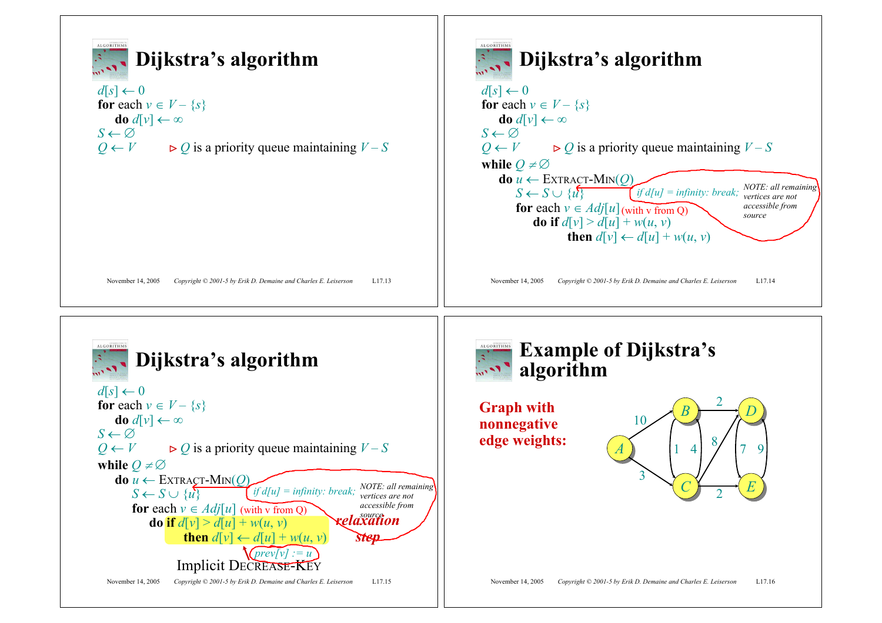# Dijkstra's algorithm

$d[s] \leftarrow 0$
**for** each $v \in V - \{s\}$
  **do** $d[v] \leftarrow \infty$
$S \leftarrow \varnothing$
$Q \leftarrow V$  ⊳ $Q$ is a priority queue maintaining $V - S$

# Dijkstra's algorithm

$d[s] \leftarrow 0$
**for** each $v \in V - \{s\}$
  **do** $d[v] \leftarrow \infty$
$S \leftarrow \varnothing$
$Q \leftarrow V$  ⊳ $Q$ is a priority queue maintaining $V - S$
**while** $Q \neq \varnothing$
  **do** $u \leftarrow$ EXTRACT-MIN($Q$)
    $S \leftarrow S \cup \{u\}$  *if d[u] = infinity: break;* *NOTE: all remaining vertices are not accessible from source*
    **for** each $v \in Adj[u]$ (with v from Q)
      **do if** $d[v] > d[u] + w(u, v)$
        **then** $d[v] \leftarrow d[u] + w(u, v)$

# Dijkstra's algorithm

$d[s] \leftarrow 0$
**for** each $v \in V - \{s\}$
  **do** $d[v] \leftarrow \infty$
$S \leftarrow \varnothing$
$Q \leftarrow V$  ⊳ $Q$ is a priority queue maintaining $V - S$
**while** $Q \neq \varnothing$
  **do** $u \leftarrow$ EXTRACT-MIN($Q$)
    $S \leftarrow S \cup \{u\}$  *if d[u] = infinity: break;* *NOTE: all remaining vertices are not accessible from source*
    **for** each $v \in Adj[u]$ (with v from Q)
      **do if** $d[v] > d[u] + w(u, v)$  ***relaxation step***
        **then** $d[v] \leftarrow d[u] + w(u, v)$
          *prev[v] := u*

Implicit DECREASE-KEY

# Example of Dijkstra's algorithm

**Graph with nonnegative edge weights:**

Edges: A→B (10), A→C (3), B→C (1), C→B (4), B→D (2), C→D (8), C→E (2), D→E (7), E→D (9)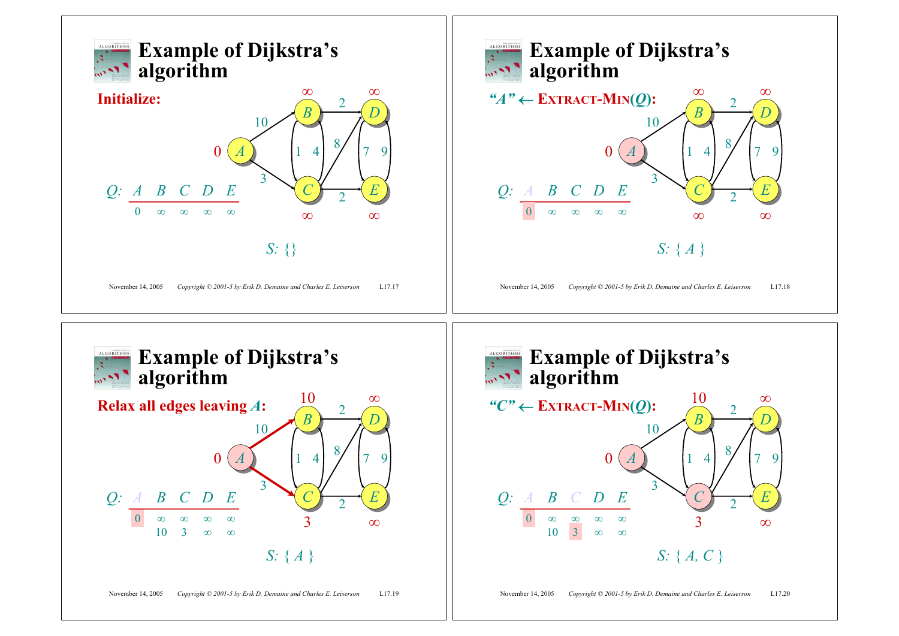## Example of Dijkstra's algorithm

**Initialize:**

*Q:*

| A | B | C | D | E |
|---|---|---|---|---|
| 0 | ∞ | ∞ | ∞ | ∞ |

*S:* {}

## Example of Dijkstra's algorithm

**"A" ← EXTRACT-MIN(Q):**

*Q:*

| A | B | C | D | E |
|---|---|---|---|---|
| 0 | ∞ | ∞ | ∞ | ∞ |

*S:* { *A* }

## Example of Dijkstra's algorithm

**Relax all edges leaving *A*:**

*Q:*

| A | B | C | D | E |
|---|---|---|---|---|
| 0 | ∞ | ∞ | ∞ | ∞ |
| | 10 | 3 | ∞ | ∞ |

*S:* { *A* }

## Example of Dijkstra's algorithm

**"C" ← EXTRACT-MIN(Q):**

*Q:*

| A | B | C | D | E |
|---|---|---|---|---|
| 0 | ∞ | ∞ | ∞ | ∞ |
| | 10 | 3 | ∞ | ∞ |

*S:* { *A, C* }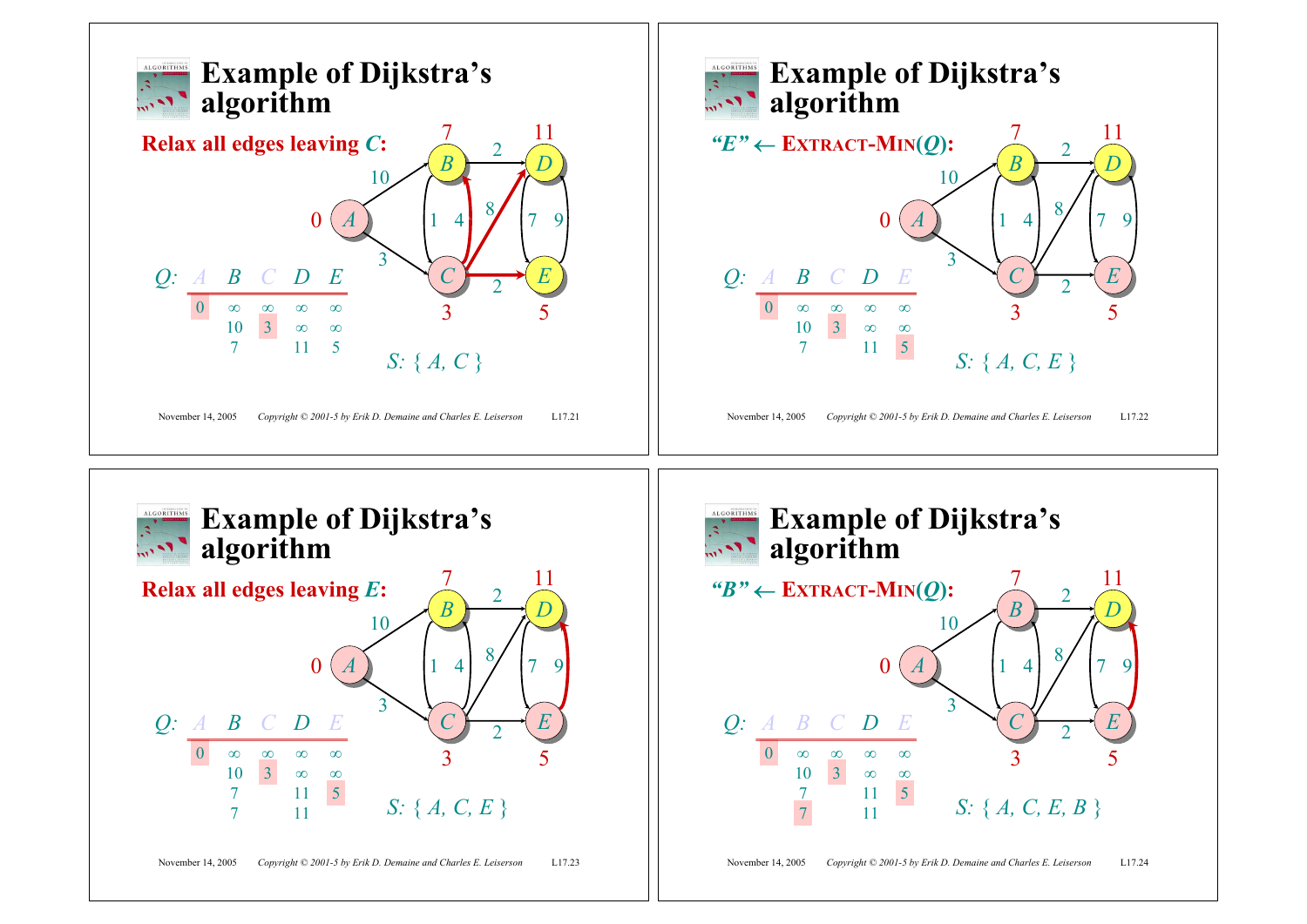## Example of Dijkstra's algorithm

**Relax all edges leaving $C$:**

$Q$:

| $A$ | $B$ | $C$ | $D$ | $E$ |
|---|---|---|---|---|
| 0 | ∞ | ∞ | ∞ | ∞ |
| | 10 | 3 | ∞ | ∞ |
| | 7 | | 11 | 5 |

$S$: { $A$, $C$ }

## Example of Dijkstra's algorithm

**"$E$" ← EXTRACT-MIN($Q$):**

$Q$:

| $A$ | $B$ | $C$ | $D$ | $E$ |
|---|---|---|---|---|
| 0 | ∞ | ∞ | ∞ | ∞ |
| | 10 | 3 | ∞ | ∞ |
| | 7 | | 11 | 5 |

$S$: { $A$, $C$, $E$ }

## Example of Dijkstra's algorithm

**Relax all edges leaving $E$:**

$Q$:

| $A$ | $B$ | $C$ | $D$ | $E$ |
|---|---|---|---|---|
| 0 | ∞ | ∞ | ∞ | ∞ |
| | 10 | 3 | ∞ | ∞ |
| | 7 | | 11 | 5 |
| | 7 | | 11 | |

$S$: { $A$, $C$, $E$ }

## Example of Dijkstra's algorithm

**"$B$" ← EXTRACT-MIN($Q$):**

$Q$:

| $A$ | $B$ | $C$ | $D$ | $E$ |
|---|---|---|---|---|
| 0 | ∞ | ∞ | ∞ | ∞ |
| | 10 | 3 | ∞ | ∞ |
| | 7 | | 11 | 5 |
| | 7 | | 11 | |

$S$: { $A$, $C$, $E$, $B$ }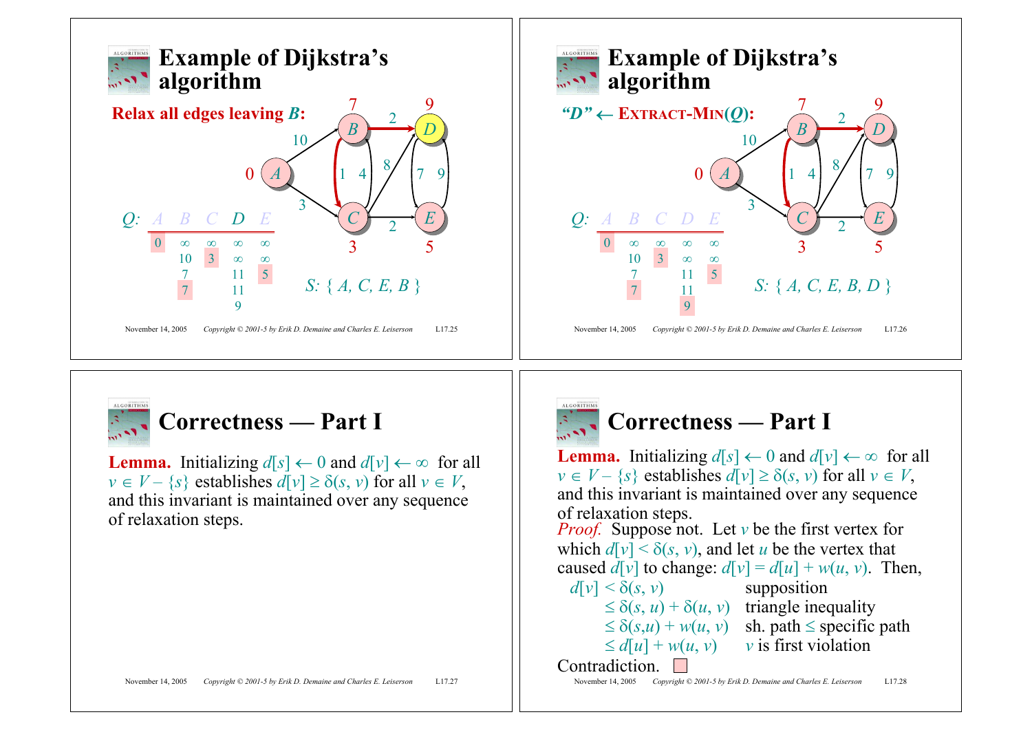## Example of Dijkstra's algorithm

**Relax all edges leaving *B*:**

*Q:* A B C D E

| A | B | C | D | E |
|---|---|---|---|---|
| 0 | ∞ | ∞ | ∞ | ∞ |
| | 10 | 3 | ∞ | ∞ |
| | 7 | | 11 | 5 |
| | 7 | | 11 | |
| | | | 9 | |

*S:* { *A*, *C*, *E*, *B* }

## Example of Dijkstra's algorithm

**"*D*" ← EXTRACT-MIN(*Q*):**

*Q:* A B C D E

| A | B | C | D | E |
|---|---|---|---|---|
| 0 | ∞ | ∞ | ∞ | ∞ |
| | 10 | 3 | ∞ | ∞ |
| | 7 | | 11 | 5 |
| | 7 | | 11 | |
| | | | 9 | |

*S:* { *A*, *C*, *E*, *B*, *D* }

## Correctness — Part I

**Lemma.** Initializing $d[s] \leftarrow 0$ and $d[v] \leftarrow \infty$ for all $v \in V - \{s\}$ establishes $d[v] \geq \delta(s, v)$ for all $v \in V$, and this invariant is maintained over any sequence of relaxation steps.

## Correctness — Part I

**Lemma.** Initializing $d[s] \leftarrow 0$ and $d[v] \leftarrow \infty$ for all $v \in V - \{s\}$ establishes $d[v] \geq \delta(s, v)$ for all $v \in V$, and this invariant is maintained over any sequence of relaxation steps.

*Proof.* Suppose not. Let $v$ be the first vertex for which $d[v] < \delta(s, v)$, and let $u$ be the vertex that caused $d[v]$ to change: $d[v] = d[u] + w(u, v)$. Then,

$$
\begin{aligned}
d[v] &< \delta(s, v) && \text{supposition} \\
&\leq \delta(s, u) + \delta(u, v) && \text{triangle inequality} \\
&\leq \delta(s,u) + w(u, v) && \text{sh. path} \leq \text{specific path} \\
&\leq d[u] + w(u, v) && v \text{ is first violation}
\end{aligned}
$$

Contradiction. □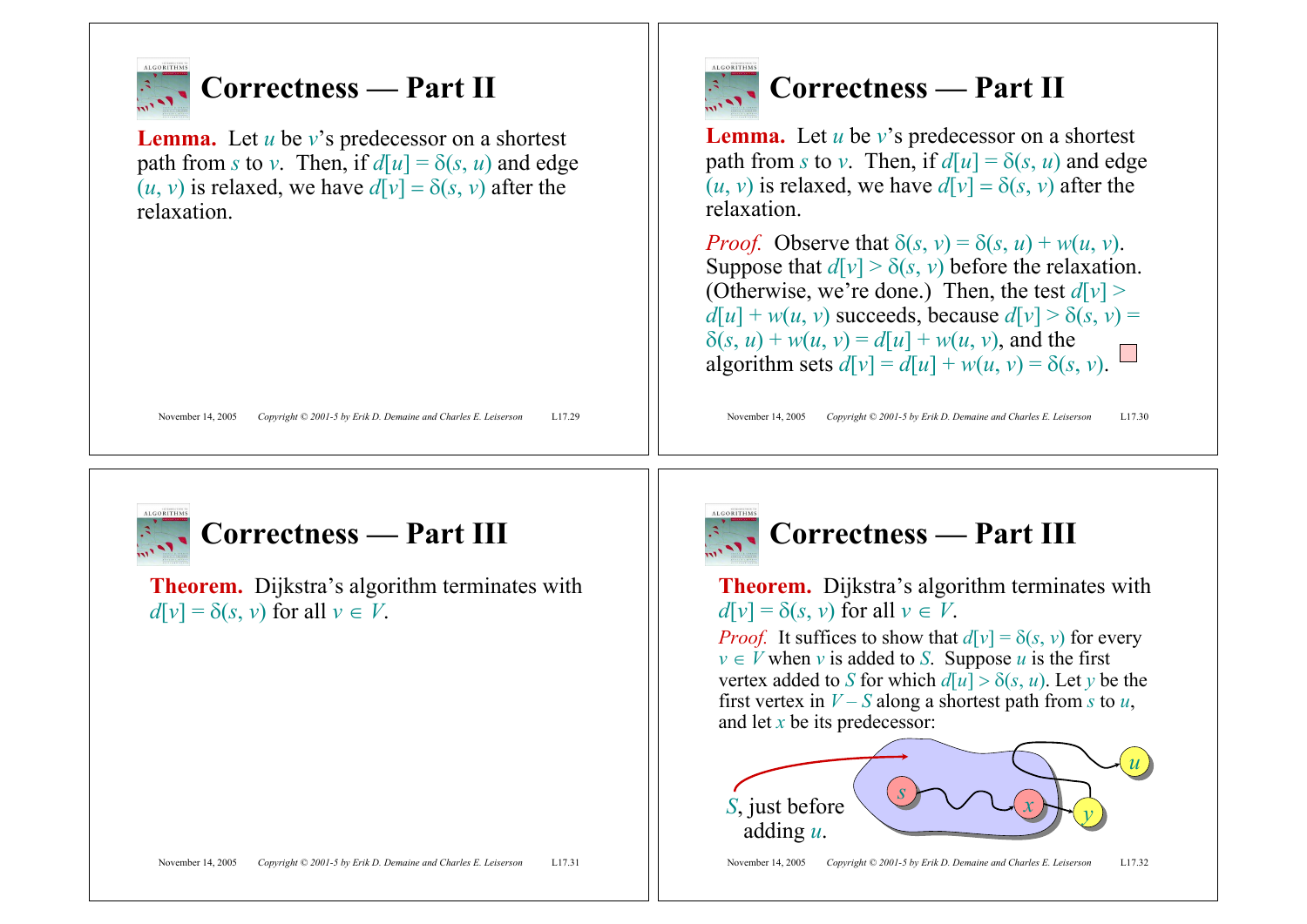## Correctness — Part II

**Lemma.** Let $u$ be $v$'s predecessor on a shortest path from $s$ to $v$. Then, if $d[u] = \delta(s, u)$ and edge $(u, v)$ is relaxed, we have $d[v] = \delta(s, v)$ after the relaxation.

## Correctness — Part II

**Lemma.** Let $u$ be $v$'s predecessor on a shortest path from $s$ to $v$. Then, if $d[u] = \delta(s, u)$ and edge $(u, v)$ is relaxed, we have $d[v] = \delta(s, v)$ after the relaxation.

*Proof.* Observe that $\delta(s, v) = \delta(s, u) + w(u, v)$. Suppose that $d[v] > \delta(s, v)$ before the relaxation. (Otherwise, we're done.) Then, the test $d[v] > d[u] + w(u, v)$ succeeds, because $d[v] > \delta(s, v) = \delta(s, u) + w(u, v) = d[u] + w(u, v)$, and the algorithm sets $d[v] = d[u] + w(u, v) = \delta(s, v)$. □

## Correctness — Part III

**Theorem.** Dijkstra's algorithm terminates with $d[v] = \delta(s, v)$ for all $v \in V$.

## Correctness — Part III

**Theorem.** Dijkstra's algorithm terminates with $d[v] = \delta(s, v)$ for all $v \in V$.

*Proof.* It suffices to show that $d[v] = \delta(s, v)$ for every $v \in V$ when $v$ is added to $S$. Suppose $u$ is the first vertex added to $S$ for which $d[u] > \delta(s, u)$. Let $y$ be the first vertex in $V - S$ along a shortest path from $s$ to $u$, and let $x$ be its predecessor:

$S$, just before adding $u$.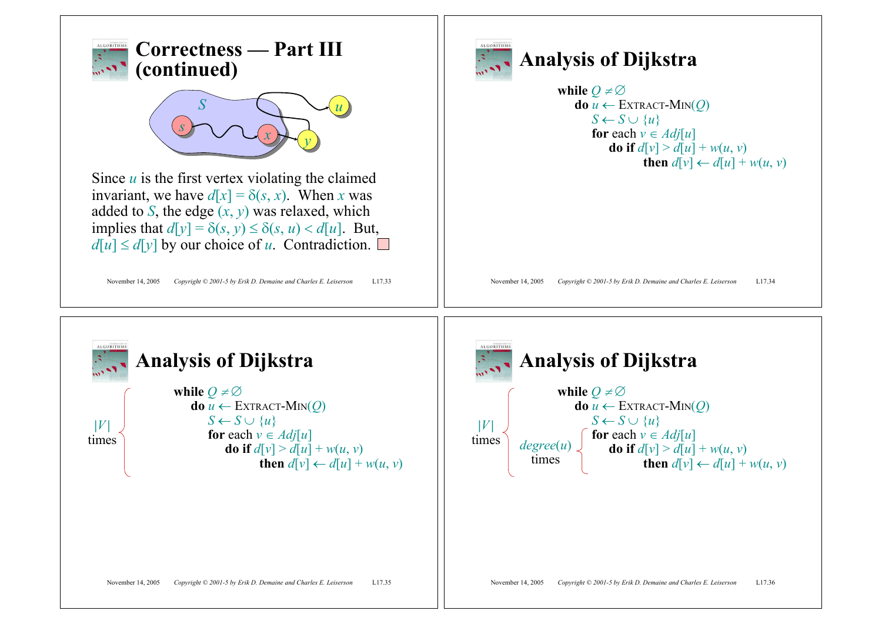# Correctness — Part III (continued)

Since $u$ is the first vertex violating the claimed invariant, we have $d[x] = \delta(s, x)$. When $x$ was added to $S$, the edge $(x, y)$ was relaxed, which implies that $d[y] = \delta(s, y) \le \delta(s, u) < d[u]$. But, $d[u] \le d[y]$ by our choice of $u$. Contradiction. □

# Analysis of Dijkstra

```
while Q ≠ ∅
    do u ← EXTRACT-MIN(Q)
       S ← S ∪ {u}
       for each v ∈ Adj[u]
           do if d[v] > d[u] + w(u, v)
                 then d[v] ← d[u] + w(u, v)
```

# Analysis of Dijkstra

```
            while Q ≠ ∅
              do u ← EXTRACT-MIN(Q)
                 S ← S ∪ {u}
|V| times        for each v ∈ Adj[u]
                     do if d[v] > d[u] + w(u, v)
                           then d[v] ← d[u] + w(u, v)
```

# Analysis of Dijkstra

```
            while Q ≠ ∅
              do u ← EXTRACT-MIN(Q)
                 S ← S ∪ {u}
|V| times        for each v ∈ Adj[u]                      ⎫
     degree(u)       do if d[v] > d[u] + w(u, v)          ⎬ degree(u) times
                           then d[v] ← d[u] + w(u, v)     ⎭
```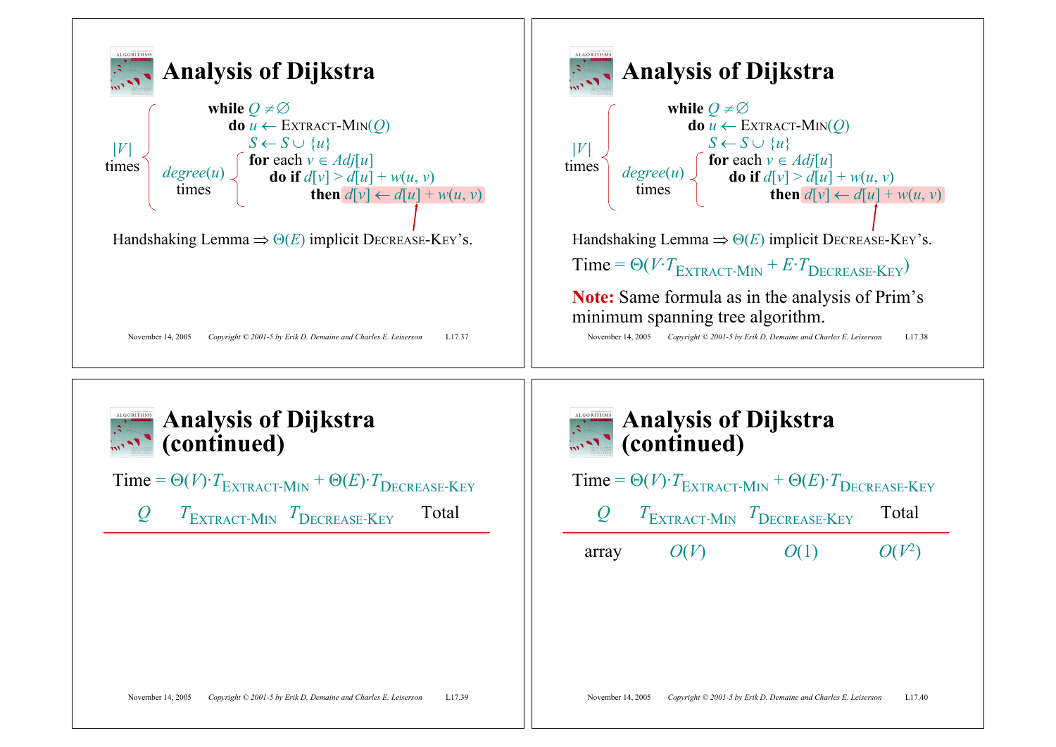## Analysis of Dijkstra

```
while Q ≠ ∅
    do u ← EXTRACT-MIN(Q)
       S ← S ∪ {u}
       for each v ∈ Adj[u]
           do if d[v] > d[u] + w(u, v)
                 then d[v] ← d[u] + w(u, v)
```

$|V|$ times (while loop); $degree(u)$ times (for loop)

Handshaking Lemma $\Rightarrow$ $\Theta(E)$ implicit DECREASE-KEY's.

## Analysis of Dijkstra

```
while Q ≠ ∅
    do u ← EXTRACT-MIN(Q)
       S ← S ∪ {u}
       for each v ∈ Adj[u]
           do if d[v] > d[u] + w(u, v)
                 then d[v] ← d[u] + w(u, v)
```

$|V|$ times (while loop); $degree(u)$ times (for loop)

Handshaking Lemma $\Rightarrow$ $\Theta(E)$ implicit DECREASE-KEY's.

Time = $\Theta(V \cdot T_{\text{EXTRACT-MIN}} + E \cdot T_{\text{DECREASE-KEY}})$

**Note:** Same formula as in the analysis of Prim's minimum spanning tree algorithm.

## Analysis of Dijkstra (continued)

Time = $\Theta(V) \cdot T_{\text{EXTRACT-MIN}} + \Theta(E) \cdot T_{\text{DECREASE-KEY}}$

| $Q$ | $T_{\text{EXTRACT-MIN}}$ | $T_{\text{DECREASE-KEY}}$ | Total |
|---|---|---|---|

## Analysis of Dijkstra (continued)

Time = $\Theta(V) \cdot T_{\text{EXTRACT-MIN}} + \Theta(E) \cdot T_{\text{DECREASE-KEY}}$

| $Q$ | $T_{\text{EXTRACT-MIN}}$ | $T_{\text{DECREASE-KEY}}$ | Total |
|---|---|---|---|
| array | $O(V)$ | $O(1)$ | $O(V^2)$ |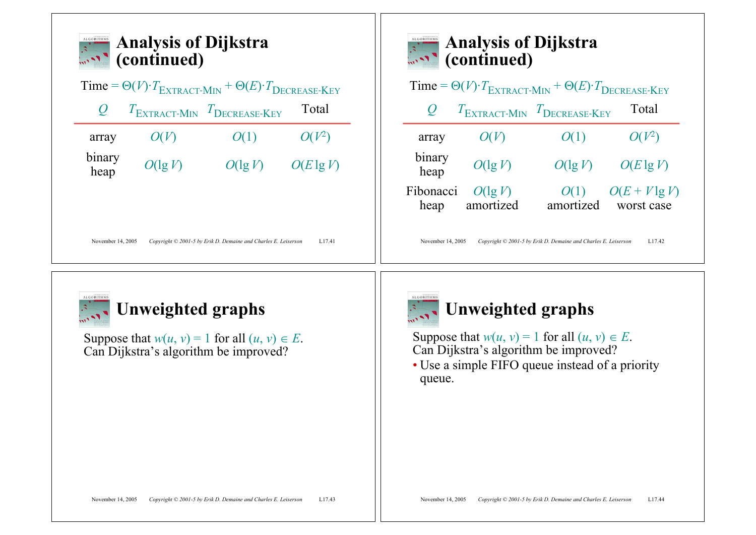## Analysis of Dijkstra (continued)

Time = $\Theta(V) \cdot T_{\text{EXTRACT-MIN}} + \Theta(E) \cdot T_{\text{DECREASE-KEY}}$

| $Q$ | $T_{\text{EXTRACT-MIN}}$ | $T_{\text{DECREASE-KEY}}$ | Total |
|---|---|---|---|
| array | $O(V)$ | $O(1)$ | $O(V^2)$ |
| binary heap | $O(\lg V)$ | $O(\lg V)$ | $O(E \lg V)$ |

## Analysis of Dijkstra (continued)

Time = $\Theta(V) \cdot T_{\text{EXTRACT-MIN}} + \Theta(E) \cdot T_{\text{DECREASE-KEY}}$

| $Q$ | $T_{\text{EXTRACT-MIN}}$ | $T_{\text{DECREASE-KEY}}$ | Total |
|---|---|---|---|
| array | $O(V)$ | $O(1)$ | $O(V^2)$ |
| binary heap | $O(\lg V)$ | $O(\lg V)$ | $O(E \lg V)$ |
| Fibonacci heap | $O(\lg V)$ amortized | $O(1)$ amortized | $O(E + V \lg V)$ worst case |

## Unweighted graphs

Suppose that $w(u, v) = 1$ for all $(u, v) \in E$.
Can Dijkstra's algorithm be improved?

## Unweighted graphs

Suppose that $w(u, v) = 1$ for all $(u, v) \in E$.
Can Dijkstra's algorithm be improved?

- Use a simple FIFO queue instead of a priority queue.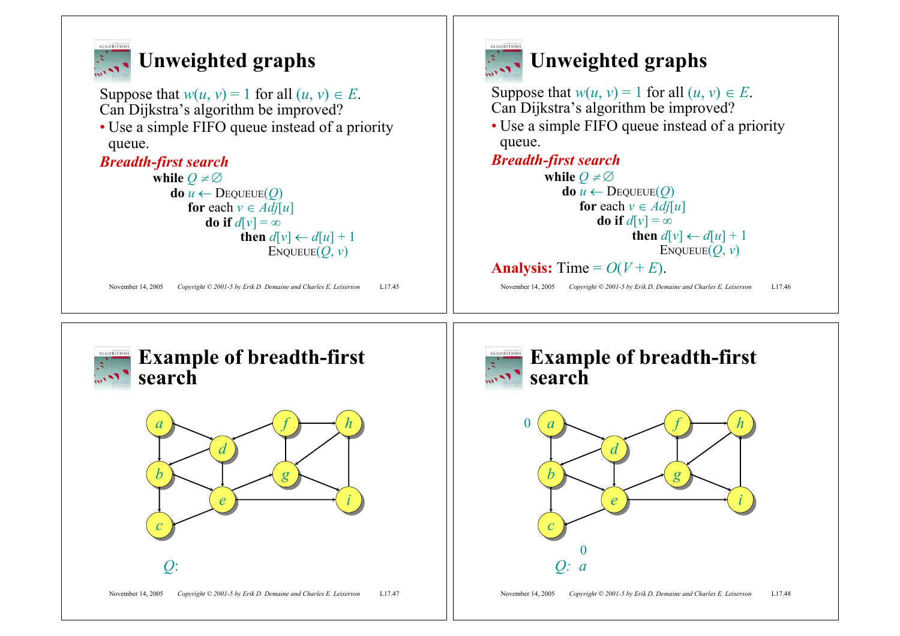## Unweighted graphs

Suppose that $w(u, v) = 1$ for all $(u, v) \in E$.
Can Dijkstra's algorithm be improved?

- Use a simple FIFO queue instead of a priority queue.

***Breadth-first search***

```
while Q ≠ ∅
    do u ← DEQUEUE(Q)
        for each v ∈ Adj[u]
            do if d[v] = ∞
                then d[v] ← d[u] + 1
                     ENQUEUE(Q, v)
```

## Unweighted graphs

Suppose that $w(u, v) = 1$ for all $(u, v) \in E$.
Can Dijkstra's algorithm be improved?

- Use a simple FIFO queue instead of a priority queue.

***Breadth-first search***

```
while Q ≠ ∅
    do u ← DEQUEUE(Q)
        for each v ∈ Adj[u]
            do if d[v] = ∞
                then d[v] ← d[u] + 1
                     ENQUEUE(Q, v)
```

**Analysis:** Time $= O(V + E)$.

## Example of breadth-first search

$Q$:

## Example of breadth-first search

$Q$: $a$ (0)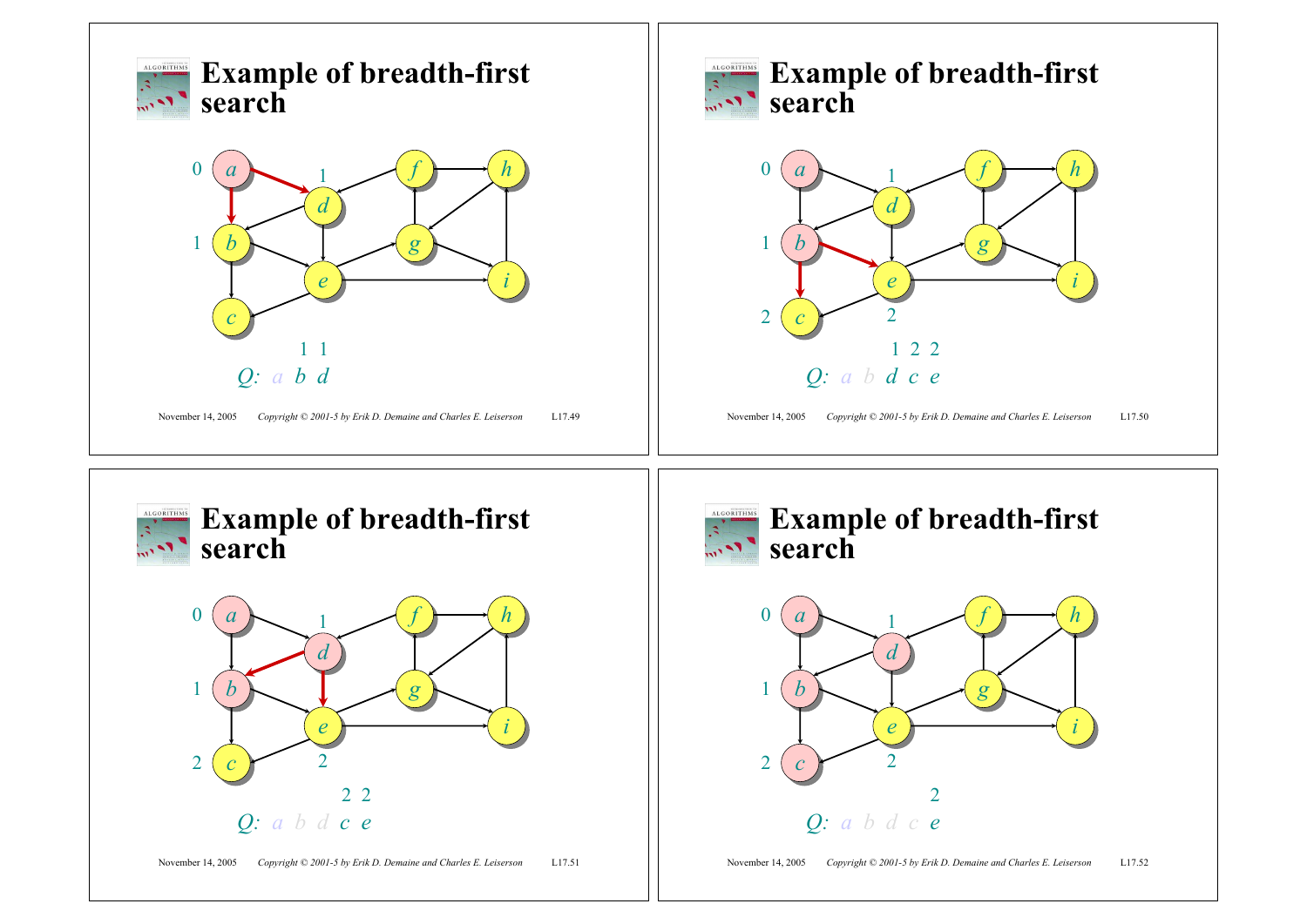## Example of breadth-first search

Q: a b d

1 1

## Example of breadth-first search

Q: a b d c e

1 2 2

## Example of breadth-first search

Q: a b d c e

2 2

## Example of breadth-first search

Q: a b d c e

2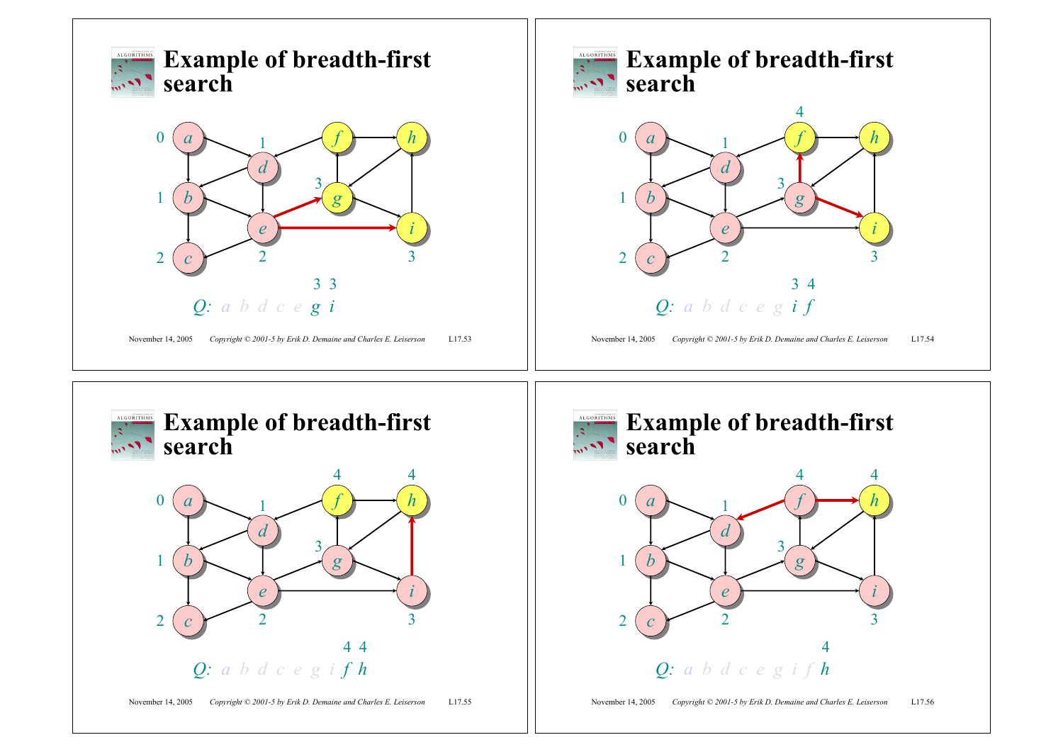## Example of breadth-first search

$Q$: a b d c e g i

(g: 3, i: 3)

## Example of breadth-first search

$Q$: a b d c e g i f

(i: 3, f: 4)

## Example of breadth-first search

$Q$: a b d c e g i f h

(f: 4, h: 4)

## Example of breadth-first search

$Q$: a b d c e g i f h

(h: 4)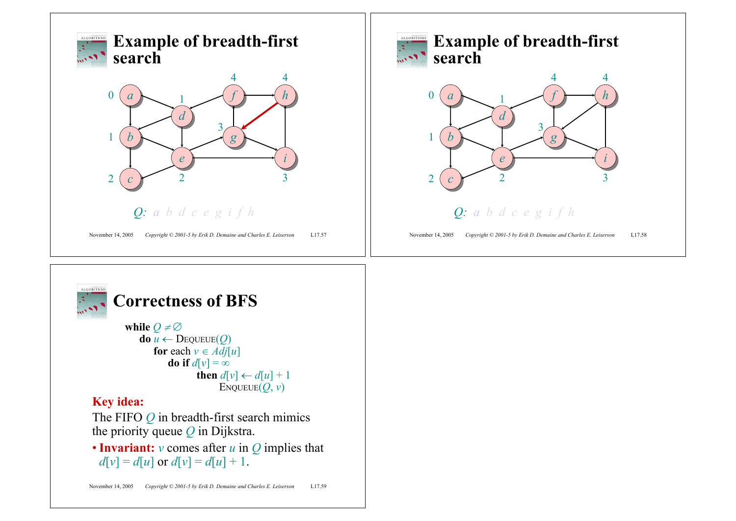# Example of breadth-first search

0
1
2
1
2
4
3
4
3

a
b
c
d
e
f
g
h
i

$Q$: a b d c e g i f h

# Example of breadth-first search

0
1
2
1
2
4
3
4
3

a
b
c
d
e
f
g
h
i

$Q$: a b d c e g i f h

# Correctness of BFS

**while** $Q \neq \emptyset$
  **do** $u \leftarrow$ DEQUEUE($Q$)
    **for** each $v \in Adj[u]$
      **do if** $d[v] = \infty$
        **then** $d[v] \leftarrow d[u] + 1$
          ENQUEUE($Q$, $v$)

**Key idea:**

The FIFO $Q$ in breadth-first search mimics the priority queue $Q$ in Dijkstra.

- **Invariant:** $v$ comes after $u$ in $Q$ implies that $d[v] = d[u]$ or $d[v] = d[u] + 1$.